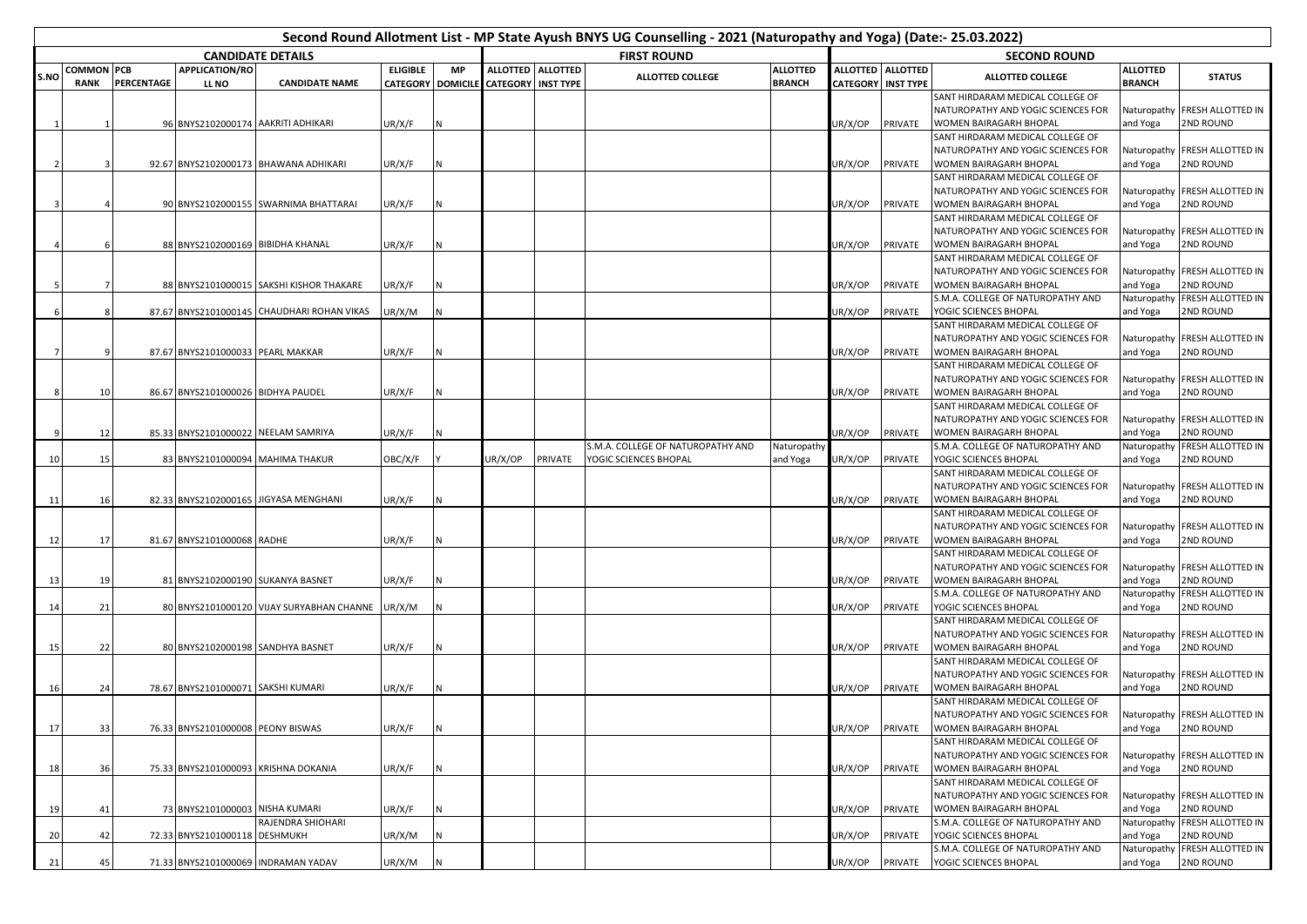# Second Round Allotment List - MP State Ayush BNYS UG Counselling - 2021 (Naturopathy and Yoga) (Date:- 25.03.2022)

| CANDIDATE DETAILS | | | | | | | FIRST ROUND | | | | SECOND ROUND | | | | |
|---|---|---|---|---|---|---|---|---|---|---|---|---|---|---|---|
| S.NO | COMMON RANK | PCB PERCENTAGE | APPLICATION/RO LL NO | CANDIDATE NAME | ELIGIBLE CATEGORY | MP DOMICILE | ALLOTTED CATEGORY | ALLOTTED INST TYPE | ALLOTTED COLLEGE | ALLOTTED BRANCH | ALLOTTED CATEGORY | ALLOTTED INST TYPE | ALLOTTED COLLEGE | ALLOTTED BRANCH | STATUS |
| 1 | 1 | 96 | BNYS2102000174 | AAKRITI ADHIKARI | UR/X/F | N | | | | | UR/X/OP | PRIVATE | SANT HIRDARAM MEDICAL COLLEGE OF NATUROPATHY AND YOGIC SCIENCES FOR WOMEN BAIRAGARH BHOPAL | Naturopathy and Yoga | FRESH ALLOTTED IN 2ND ROUND |
| 2 | 3 | 92.67 | BNYS2102000173 | BHAWANA ADHIKARI | UR/X/F | N | | | | | UR/X/OP | PRIVATE | SANT HIRDARAM MEDICAL COLLEGE OF NATUROPATHY AND YOGIC SCIENCES FOR WOMEN BAIRAGARH BHOPAL | Naturopathy and Yoga | FRESH ALLOTTED IN 2ND ROUND |
| 3 | 4 | 90 | BNYS2102000155 | SWARNIMA BHATTARAI | UR/X/F | N | | | | | UR/X/OP | PRIVATE | SANT HIRDARAM MEDICAL COLLEGE OF NATUROPATHY AND YOGIC SCIENCES FOR WOMEN BAIRAGARH BHOPAL | Naturopathy and Yoga | FRESH ALLOTTED IN 2ND ROUND |
| 4 | 6 | 88 | BNYS2102000169 | BIBIDHA KHANAL | UR/X/F | N | | | | | UR/X/OP | PRIVATE | SANT HIRDARAM MEDICAL COLLEGE OF NATUROPATHY AND YOGIC SCIENCES FOR WOMEN BAIRAGARH BHOPAL | Naturopathy and Yoga | FRESH ALLOTTED IN 2ND ROUND |
| 5 | 7 | 88 | BNYS2101000015 | SAKSHI KISHOR THAKARE | UR/X/F | N | | | | | UR/X/OP | PRIVATE | SANT HIRDARAM MEDICAL COLLEGE OF NATUROPATHY AND YOGIC SCIENCES FOR WOMEN BAIRAGARH BHOPAL | Naturopathy and Yoga | FRESH ALLOTTED IN 2ND ROUND |
| 6 | 8 | 87.67 | BNYS2101000145 | CHAUDHARI ROHAN VIKAS | UR/X/M | N | | | | | UR/X/OP | PRIVATE | S.M.A. COLLEGE OF NATUROPATHY AND YOGIC SCIENCES BHOPAL | Naturopathy and Yoga | FRESH ALLOTTED IN 2ND ROUND |
| 7 | 9 | 87.67 | BNYS2101000033 | PEARL MAKKAR | UR/X/F | N | | | | | UR/X/OP | PRIVATE | SANT HIRDARAM MEDICAL COLLEGE OF NATUROPATHY AND YOGIC SCIENCES FOR WOMEN BAIRAGARH BHOPAL | Naturopathy and Yoga | FRESH ALLOTTED IN 2ND ROUND |
| 8 | 10 | 86.67 | BNYS2101000026 | BIDHYA PAUDEL | UR/X/F | N | | | | | UR/X/OP | PRIVATE | SANT HIRDARAM MEDICAL COLLEGE OF NATUROPATHY AND YOGIC SCIENCES FOR WOMEN BAIRAGARH BHOPAL | Naturopathy and Yoga | FRESH ALLOTTED IN 2ND ROUND |
| 9 | 12 | 85.33 | BNYS2101000022 | NEELAM SAMRIYA | UR/X/F | N | | | | | UR/X/OP | PRIVATE | SANT HIRDARAM MEDICAL COLLEGE OF NATUROPATHY AND YOGIC SCIENCES FOR WOMEN BAIRAGARH BHOPAL | Naturopathy and Yoga | FRESH ALLOTTED IN 2ND ROUND |
| 10 | 15 | 83 | BNYS2101000094 | MAHIMA THAKUR | OBC/X/F | Y | UR/X/OP | PRIVATE | S.M.A. COLLEGE OF NATUROPATHY AND YOGIC SCIENCES BHOPAL | Naturopathy and Yoga | UR/X/OP | PRIVATE | S.M.A. COLLEGE OF NATUROPATHY AND YOGIC SCIENCES BHOPAL | Naturopathy and Yoga | FRESH ALLOTTED IN 2ND ROUND |
| 11 | 16 | 82.33 | BNYS2102000165 | JIGYASA MENGHANI | UR/X/F | N | | | | | UR/X/OP | PRIVATE | SANT HIRDARAM MEDICAL COLLEGE OF NATUROPATHY AND YOGIC SCIENCES FOR WOMEN BAIRAGARH BHOPAL | Naturopathy and Yoga | FRESH ALLOTTED IN 2ND ROUND |
| 12 | 17 | 81.67 | BNYS2101000068 | RADHE | UR/X/F | N | | | | | UR/X/OP | PRIVATE | SANT HIRDARAM MEDICAL COLLEGE OF NATUROPATHY AND YOGIC SCIENCES FOR WOMEN BAIRAGARH BHOPAL | Naturopathy and Yoga | FRESH ALLOTTED IN 2ND ROUND |
| 13 | 19 | 81 | BNYS2102000190 | SUKANYA BASNET | UR/X/F | N | | | | | UR/X/OP | PRIVATE | SANT HIRDARAM MEDICAL COLLEGE OF NATUROPATHY AND YOGIC SCIENCES FOR WOMEN BAIRAGARH BHOPAL | Naturopathy and Yoga | FRESH ALLOTTED IN 2ND ROUND |
| 14 | 21 | 80 | BNYS2101000120 | VIJAY SURYABHAN CHANNE | UR/X/M | N | | | | | UR/X/OP | PRIVATE | S.M.A. COLLEGE OF NATUROPATHY AND YOGIC SCIENCES BHOPAL | Naturopathy and Yoga | FRESH ALLOTTED IN 2ND ROUND |
| 15 | 22 | 80 | BNYS2102000198 | SANDHYA BASNET | UR/X/F | N | | | | | UR/X/OP | PRIVATE | SANT HIRDARAM MEDICAL COLLEGE OF NATUROPATHY AND YOGIC SCIENCES FOR WOMEN BAIRAGARH BHOPAL | Naturopathy and Yoga | FRESH ALLOTTED IN 2ND ROUND |
| 16 | 24 | 78.67 | BNYS2101000071 | SAKSHI KUMARI | UR/X/F | N | | | | | UR/X/OP | PRIVATE | SANT HIRDARAM MEDICAL COLLEGE OF NATUROPATHY AND YOGIC SCIENCES FOR WOMEN BAIRAGARH BHOPAL | Naturopathy and Yoga | FRESH ALLOTTED IN 2ND ROUND |
| 17 | 33 | 76.33 | BNYS2101000008 | PEONY BISWAS | UR/X/F | N | | | | | UR/X/OP | PRIVATE | SANT HIRDARAM MEDICAL COLLEGE OF NATUROPATHY AND YOGIC SCIENCES FOR WOMEN BAIRAGARH BHOPAL | Naturopathy and Yoga | FRESH ALLOTTED IN 2ND ROUND |
| 18 | 36 | 75.33 | BNYS2101000093 | KRISHNA DOKANIA | UR/X/F | N | | | | | UR/X/OP | PRIVATE | SANT HIRDARAM MEDICAL COLLEGE OF NATUROPATHY AND YOGIC SCIENCES FOR WOMEN BAIRAGARH BHOPAL | Naturopathy and Yoga | FRESH ALLOTTED IN 2ND ROUND |
| 19 | 41 | 73 | BNYS2101000003 | NISHA KUMARI | UR/X/F | N | | | | | UR/X/OP | PRIVATE | SANT HIRDARAM MEDICAL COLLEGE OF NATUROPATHY AND YOGIC SCIENCES FOR WOMEN BAIRAGARH BHOPAL | Naturopathy and Yoga | FRESH ALLOTTED IN 2ND ROUND |
| 20 | 42 | 72.33 | BNYS2101000118 | RAJENDRA SHIOHARI DESHMUKH | UR/X/M | N | | | | | UR/X/OP | PRIVATE | S.M.A. COLLEGE OF NATUROPATHY AND YOGIC SCIENCES BHOPAL | Naturopathy and Yoga | FRESH ALLOTTED IN 2ND ROUND |
| 21 | 45 | 71.33 | BNYS2101000069 | INDRAMAN YADAV | UR/X/M | N | | | | | UR/X/OP | PRIVATE | S.M.A. COLLEGE OF NATUROPATHY AND YOGIC SCIENCES BHOPAL | Naturopathy and Yoga | FRESH ALLOTTED IN 2ND ROUND |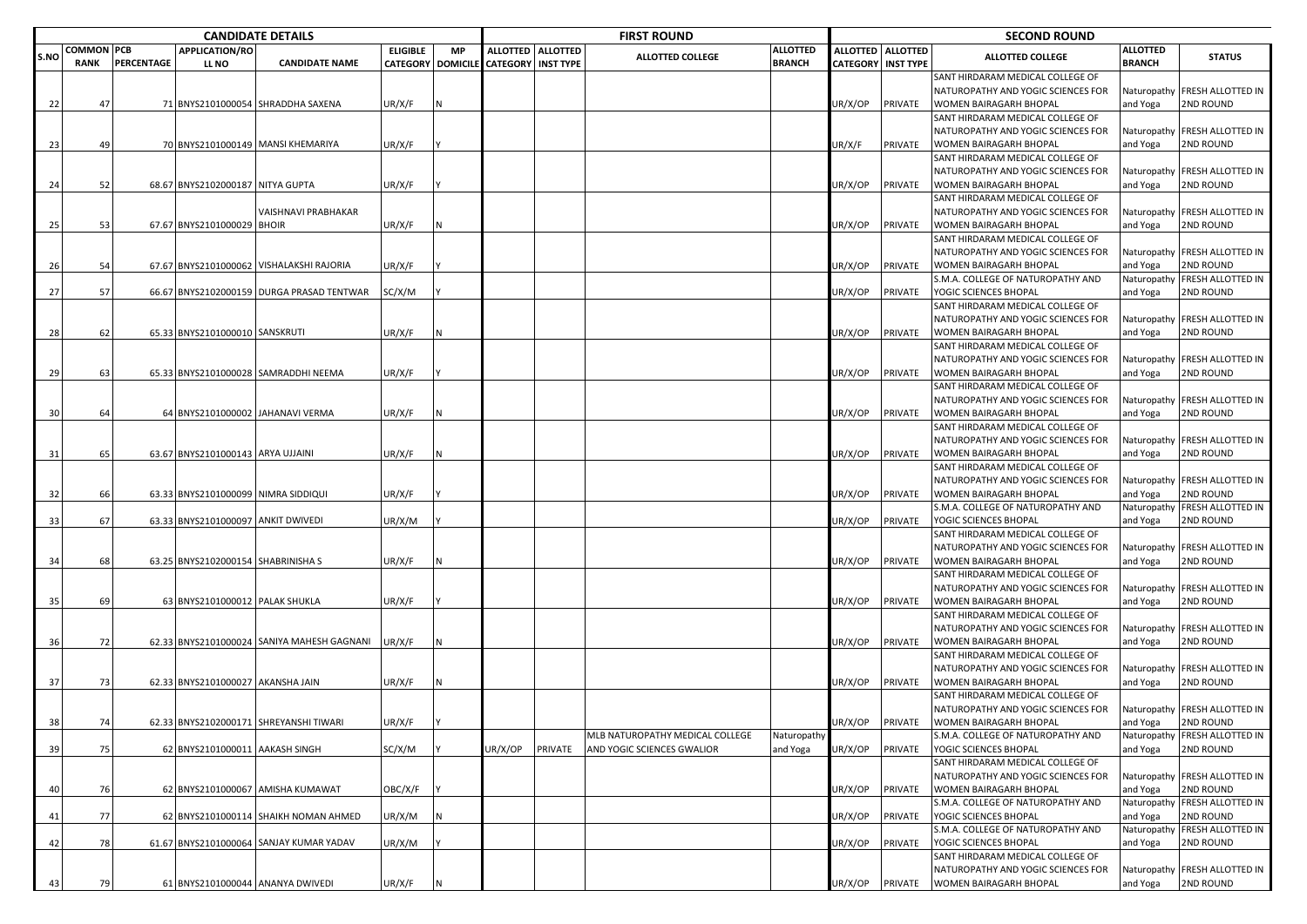| CANDIDATE DETAILS | | | | | | | FIRST ROUND | | | | | SECOND ROUND | | | | |
|---|---|---|---|---|---|---|---|---|---|---|---|---|---|---|---|---|
| S.NO | COMMON RANK | PCB PERCENTAGE | APPLICATION/ROLL NO | CANDIDATE NAME | ELIGIBLE CATEGORY | MP DOMICILE | ALLOTTED CATEGORY | ALLOTTED INST TYPE | ALLOTTED COLLEGE | ALLOTTED BRANCH | ALLOTTED CATEGORY | ALLOTTED INST TYPE | ALLOTTED COLLEGE | ALLOTTED BRANCH | STATUS |
| 22 | 47 | 71 | BNYS2101000054 | SHRADDHA SAXENA | UR/X/F | N | | | | | UR/X/OP | PRIVATE | SANT HIRDARAM MEDICAL COLLEGE OF NATUROPATHY AND YOGIC SCIENCES FOR WOMEN BAIRAGARH BHOPAL | Naturopathy and Yoga | FRESH ALLOTTED IN 2ND ROUND |
| 23 | 49 | 70 | BNYS2101000149 | MANSI KHEMARIYA | UR/X/F | Y | | | | | UR/X/F | PRIVATE | SANT HIRDARAM MEDICAL COLLEGE OF NATUROPATHY AND YOGIC SCIENCES FOR WOMEN BAIRAGARH BHOPAL | Naturopathy and Yoga | FRESH ALLOTTED IN 2ND ROUND |
| 24 | 52 | 68.67 | BNYS2102000187 | NITYA GUPTA | UR/X/F | Y | | | | | UR/X/OP | PRIVATE | SANT HIRDARAM MEDICAL COLLEGE OF NATUROPATHY AND YOGIC SCIENCES FOR WOMEN BAIRAGARH BHOPAL | Naturopathy and Yoga | FRESH ALLOTTED IN 2ND ROUND |
| 25 | 53 | 67.67 | BNYS2101000029 | VAISHNAVI PRABHAKAR BHOIR | UR/X/F | N | | | | | UR/X/OP | PRIVATE | SANT HIRDARAM MEDICAL COLLEGE OF NATUROPATHY AND YOGIC SCIENCES FOR WOMEN BAIRAGARH BHOPAL | Naturopathy and Yoga | FRESH ALLOTTED IN 2ND ROUND |
| 26 | 54 | 67.67 | BNYS2101000062 | VISHALAKSHI RAJORIA | UR/X/F | Y | | | | | UR/X/OP | PRIVATE | SANT HIRDARAM MEDICAL COLLEGE OF NATUROPATHY AND YOGIC SCIENCES FOR WOMEN BAIRAGARH BHOPAL | Naturopathy and Yoga | FRESH ALLOTTED IN 2ND ROUND |
| 27 | 57 | 66.67 | BNYS2102000159 | DURGA PRASAD TENTWAR | SC/X/M | Y | | | | | UR/X/OP | PRIVATE | S.M.A. COLLEGE OF NATUROPATHY AND YOGIC SCIENCES BHOPAL | Naturopathy and Yoga | FRESH ALLOTTED IN 2ND ROUND |
| 28 | 62 | 65.33 | BNYS2101000010 | SANSKRUTI | UR/X/F | N | | | | | UR/X/OP | PRIVATE | SANT HIRDARAM MEDICAL COLLEGE OF NATUROPATHY AND YOGIC SCIENCES FOR WOMEN BAIRAGARH BHOPAL | Naturopathy and Yoga | FRESH ALLOTTED IN 2ND ROUND |
| 29 | 63 | 65.33 | BNYS2101000028 | SAMRADDHI NEEMA | UR/X/F | Y | | | | | UR/X/OP | PRIVATE | SANT HIRDARAM MEDICAL COLLEGE OF NATUROPATHY AND YOGIC SCIENCES FOR WOMEN BAIRAGARH BHOPAL | Naturopathy and Yoga | FRESH ALLOTTED IN 2ND ROUND |
| 30 | 64 | 64 | BNYS2101000002 | JAHANAVI VERMA | UR/X/F | N | | | | | UR/X/OP | PRIVATE | SANT HIRDARAM MEDICAL COLLEGE OF NATUROPATHY AND YOGIC SCIENCES FOR WOMEN BAIRAGARH BHOPAL | Naturopathy and Yoga | FRESH ALLOTTED IN 2ND ROUND |
| 31 | 65 | 63.67 | BNYS2101000143 | ARYA UJJAINI | UR/X/F | N | | | | | UR/X/OP | PRIVATE | SANT HIRDARAM MEDICAL COLLEGE OF NATUROPATHY AND YOGIC SCIENCES FOR WOMEN BAIRAGARH BHOPAL | Naturopathy and Yoga | FRESH ALLOTTED IN 2ND ROUND |
| 32 | 66 | 63.33 | BNYS2101000099 | NIMRA SIDDIQUI | UR/X/F | Y | | | | | UR/X/OP | PRIVATE | SANT HIRDARAM MEDICAL COLLEGE OF NATUROPATHY AND YOGIC SCIENCES FOR WOMEN BAIRAGARH BHOPAL | Naturopathy and Yoga | FRESH ALLOTTED IN 2ND ROUND |
| 33 | 67 | 63.33 | BNYS2101000097 | ANKIT DWIVEDI | UR/X/M | Y | | | | | UR/X/OP | PRIVATE | S.M.A. COLLEGE OF NATUROPATHY AND YOGIC SCIENCES BHOPAL | Naturopathy and Yoga | FRESH ALLOTTED IN 2ND ROUND |
| 34 | 68 | 63.25 | BNYS2102000154 | SHABRINISHA S | UR/X/F | N | | | | | UR/X/OP | PRIVATE | SANT HIRDARAM MEDICAL COLLEGE OF NATUROPATHY AND YOGIC SCIENCES FOR WOMEN BAIRAGARH BHOPAL | Naturopathy and Yoga | FRESH ALLOTTED IN 2ND ROUND |
| 35 | 69 | 63 | BNYS2101000012 | PALAK SHUKLA | UR/X/F | Y | | | | | UR/X/OP | PRIVATE | SANT HIRDARAM MEDICAL COLLEGE OF NATUROPATHY AND YOGIC SCIENCES FOR WOMEN BAIRAGARH BHOPAL | Naturopathy and Yoga | FRESH ALLOTTED IN 2ND ROUND |
| 36 | 72 | 62.33 | BNYS2101000024 | SANIYA MAHESH GAGNANI | UR/X/F | N | | | | | UR/X/OP | PRIVATE | SANT HIRDARAM MEDICAL COLLEGE OF NATUROPATHY AND YOGIC SCIENCES FOR WOMEN BAIRAGARH BHOPAL | Naturopathy and Yoga | FRESH ALLOTTED IN 2ND ROUND |
| 37 | 73 | 62.33 | BNYS2101000027 | AKANSHA JAIN | UR/X/F | N | | | | | UR/X/OP | PRIVATE | SANT HIRDARAM MEDICAL COLLEGE OF NATUROPATHY AND YOGIC SCIENCES FOR WOMEN BAIRAGARH BHOPAL | Naturopathy and Yoga | FRESH ALLOTTED IN 2ND ROUND |
| 38 | 74 | 62.33 | BNYS2102000171 | SHREYANSHI TIWARI | UR/X/F | Y | | | | | UR/X/OP | PRIVATE | SANT HIRDARAM MEDICAL COLLEGE OF NATUROPATHY AND YOGIC SCIENCES FOR WOMEN BAIRAGARH BHOPAL | Naturopathy and Yoga | FRESH ALLOTTED IN 2ND ROUND |
| 39 | 75 | 62 | BNYS2101000011 | AAKASH SINGH | SC/X/M | Y | UR/X/OP | PRIVATE | MLB NATUROPATHY MEDICAL COLLEGE AND YOGIC SCIENCES GWALIOR | Naturopathy and Yoga | UR/X/OP | PRIVATE | S.M.A. COLLEGE OF NATUROPATHY AND YOGIC SCIENCES BHOPAL | Naturopathy and Yoga | FRESH ALLOTTED IN 2ND ROUND |
| 40 | 76 | 62 | BNYS2101000067 | AMISHA KUMAWAT | OBC/X/F | Y | | | | | UR/X/OP | PRIVATE | SANT HIRDARAM MEDICAL COLLEGE OF NATUROPATHY AND YOGIC SCIENCES FOR WOMEN BAIRAGARH BHOPAL | Naturopathy and Yoga | FRESH ALLOTTED IN 2ND ROUND |
| 41 | 77 | 62 | BNYS2101000114 | SHAIKH NOMAN AHMED | UR/X/M | N | | | | | UR/X/OP | PRIVATE | S.M.A. COLLEGE OF NATUROPATHY AND YOGIC SCIENCES BHOPAL | Naturopathy and Yoga | FRESH ALLOTTED IN 2ND ROUND |
| 42 | 78 | 61.67 | BNYS2101000064 | SANJAY KUMAR YADAV | UR/X/M | Y | | | | | UR/X/OP | PRIVATE | S.M.A. COLLEGE OF NATUROPATHY AND YOGIC SCIENCES BHOPAL | Naturopathy and Yoga | FRESH ALLOTTED IN 2ND ROUND |
| 43 | 79 | 61 | BNYS2101000044 | ANANYA DWIVEDI | UR/X/F | N | | | | | UR/X/OP | PRIVATE | SANT HIRDARAM MEDICAL COLLEGE OF NATUROPATHY AND YOGIC SCIENCES FOR WOMEN BAIRAGARH BHOPAL | Naturopathy and Yoga | FRESH ALLOTTED IN 2ND ROUND |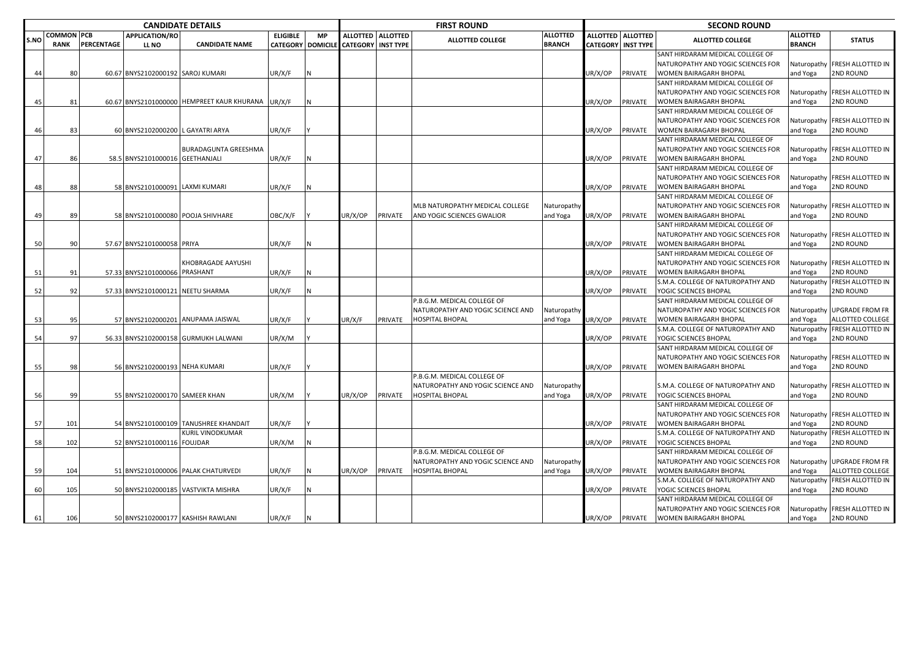| CANDIDATE DETAILS | | | | | | | FIRST ROUND | | | | SECOND ROUND | | | | |
|---|---|---|---|---|---|---|---|---|---|---|---|---|---|---|---|
| S.NO | COMMON RANK | PCB PERCENTAGE | APPLICATION/RO LL NO | CANDIDATE NAME | ELIGIBLE CATEGORY | MP DOMICILE | ALLOTTED CATEGORY | ALLOTTED INST TYPE | ALLOTTED COLLEGE | ALLOTTED BRANCH | ALLOTTED CATEGORY | ALLOTTED INST TYPE | ALLOTTED COLLEGE | ALLOTTED BRANCH | STATUS |
| 44 | 80 | 60.67 | BNYS2102000192 | SAROJ KUMARI | UR/X/F | N | | | | | UR/X/OP | PRIVATE | SANT HIRDARAM MEDICAL COLLEGE OF NATUROPATHY AND YOGIC SCIENCES FOR WOMEN BAIRAGARH BHOPAL | Naturopathy and Yoga | FRESH ALLOTTED IN 2ND ROUND |
| 45 | 81 | 60.67 | BNYS2101000000 | HEMPREET KAUR KHURANA | UR/X/F | N | | | | | UR/X/OP | PRIVATE | SANT HIRDARAM MEDICAL COLLEGE OF NATUROPATHY AND YOGIC SCIENCES FOR WOMEN BAIRAGARH BHOPAL | Naturopathy and Yoga | FRESH ALLOTTED IN 2ND ROUND |
| 46 | 83 | 60 | BNYS2102000200 | L GAYATRI ARYA | UR/X/F | Y | | | | | UR/X/OP | PRIVATE | SANT HIRDARAM MEDICAL COLLEGE OF NATUROPATHY AND YOGIC SCIENCES FOR WOMEN BAIRAGARH BHOPAL | Naturopathy and Yoga | FRESH ALLOTTED IN 2ND ROUND |
| 47 | 86 | 58.5 | BNYS2101000016 | BURADAGUNTA GREESHMA GEETHANJALI | UR/X/F | N | | | | | UR/X/OP | PRIVATE | SANT HIRDARAM MEDICAL COLLEGE OF NATUROPATHY AND YOGIC SCIENCES FOR WOMEN BAIRAGARH BHOPAL | Naturopathy and Yoga | FRESH ALLOTTED IN 2ND ROUND |
| 48 | 88 | 58 | BNYS2101000091 | LAXMI KUMARI | UR/X/F | N | | | | | UR/X/OP | PRIVATE | SANT HIRDARAM MEDICAL COLLEGE OF NATUROPATHY AND YOGIC SCIENCES FOR WOMEN BAIRAGARH BHOPAL | Naturopathy and Yoga | FRESH ALLOTTED IN 2ND ROUND |
| 49 | 89 | 58 | BNYS2101000080 | POOJA SHIVHARE | OBC/X/F | Y | UR/X/OP | PRIVATE | MLB NATUROPATHY MEDICAL COLLEGE AND YOGIC SCIENCES GWALIOR | Naturopathy and Yoga | UR/X/OP | PRIVATE | SANT HIRDARAM MEDICAL COLLEGE OF NATUROPATHY AND YOGIC SCIENCES FOR WOMEN BAIRAGARH BHOPAL | Naturopathy and Yoga | FRESH ALLOTTED IN 2ND ROUND |
| 50 | 90 | 57.67 | BNYS2101000058 | PRIYA | UR/X/F | N | | | | | UR/X/OP | PRIVATE | SANT HIRDARAM MEDICAL COLLEGE OF NATUROPATHY AND YOGIC SCIENCES FOR WOMEN BAIRAGARH BHOPAL | Naturopathy and Yoga | FRESH ALLOTTED IN 2ND ROUND |
| 51 | 91 | 57.33 | BNYS2101000066 | KHOBRAGADE AAYUSHI PRASHANT | UR/X/F | N | | | | | UR/X/OP | PRIVATE | SANT HIRDARAM MEDICAL COLLEGE OF NATUROPATHY AND YOGIC SCIENCES FOR WOMEN BAIRAGARH BHOPAL | Naturopathy and Yoga | FRESH ALLOTTED IN 2ND ROUND |
| 52 | 92 | 57.33 | BNYS2101000121 | NEETU SHARMA | UR/X/F | N | | | | | UR/X/OP | PRIVATE | S.M.A. COLLEGE OF NATUROPATHY AND YOGIC SCIENCES BHOPAL | Naturopathy and Yoga | FRESH ALLOTTED IN 2ND ROUND |
| 53 | 95 | 57 | BNYS2102000201 | ANUPAMA JAISWAL | UR/X/F | Y | UR/X/F | PRIVATE | P.B.G.M. MEDICAL COLLEGE OF NATUROPATHY AND YOGIC SCIENCE AND HOSPITAL BHOPAL | Naturopathy and Yoga | UR/X/OP | PRIVATE | SANT HIRDARAM MEDICAL COLLEGE OF NATUROPATHY AND YOGIC SCIENCES FOR WOMEN BAIRAGARH BHOPAL | Naturopathy and Yoga | UPGRADE FROM FR ALLOTTED COLLEGE |
| 54 | 97 | 56.33 | BNYS2102000158 | GURMUKH LALWANI | UR/X/M | Y | | | | | UR/X/OP | PRIVATE | S.M.A. COLLEGE OF NATUROPATHY AND YOGIC SCIENCES BHOPAL | Naturopathy and Yoga | FRESH ALLOTTED IN 2ND ROUND |
| 55 | 98 | 56 | BNYS2102000193 | NEHA KUMARI | UR/X/F | Y | | | | | UR/X/OP | PRIVATE | SANT HIRDARAM MEDICAL COLLEGE OF NATUROPATHY AND YOGIC SCIENCES FOR WOMEN BAIRAGARH BHOPAL | Naturopathy and Yoga | FRESH ALLOTTED IN 2ND ROUND |
| 56 | 99 | 55 | BNYS2102000170 | SAMEER KHAN | UR/X/M | Y | UR/X/OP | PRIVATE | P.B.G.M. MEDICAL COLLEGE OF NATUROPATHY AND YOGIC SCIENCE AND HOSPITAL BHOPAL | Naturopathy and Yoga | UR/X/OP | PRIVATE | S.M.A. COLLEGE OF NATUROPATHY AND YOGIC SCIENCES BHOPAL | Naturopathy and Yoga | FRESH ALLOTTED IN 2ND ROUND |
| 57 | 101 | 54 | BNYS2101000109 | TANUSHREE KHANDAIT | UR/X/F | Y | | | | | UR/X/OP | PRIVATE | SANT HIRDARAM MEDICAL COLLEGE OF NATUROPATHY AND YOGIC SCIENCES FOR WOMEN BAIRAGARH BHOPAL | Naturopathy and Yoga | FRESH ALLOTTED IN 2ND ROUND |
| 58 | 102 | 52 | BNYS2101000116 | KURIL VINODKUMAR FOUJDAR | UR/X/M | N | | | | | UR/X/OP | PRIVATE | S.M.A. COLLEGE OF NATUROPATHY AND YOGIC SCIENCES BHOPAL | Naturopathy and Yoga | FRESH ALLOTTED IN 2ND ROUND |
| 59 | 104 | 51 | BNYS2101000006 | PALAK CHATURVEDI | UR/X/F | N | UR/X/OP | PRIVATE | P.B.G.M. MEDICAL COLLEGE OF NATUROPATHY AND YOGIC SCIENCE AND HOSPITAL BHOPAL | Naturopathy and Yoga | UR/X/OP | PRIVATE | SANT HIRDARAM MEDICAL COLLEGE OF NATUROPATHY AND YOGIC SCIENCES FOR WOMEN BAIRAGARH BHOPAL | Naturopathy and Yoga | UPGRADE FROM FR ALLOTTED COLLEGE |
| 60 | 105 | 50 | BNYS2102000185 | VASTVIKTA MISHRA | UR/X/F | N | | | | | UR/X/OP | PRIVATE | S.M.A. COLLEGE OF NATUROPATHY AND YOGIC SCIENCES BHOPAL | Naturopathy and Yoga | FRESH ALLOTTED IN 2ND ROUND |
| 61 | 106 | 50 | BNYS2102000177 | KASHISH RAWLANI | UR/X/F | N | | | | | UR/X/OP | PRIVATE | SANT HIRDARAM MEDICAL COLLEGE OF NATUROPATHY AND YOGIC SCIENCES FOR WOMEN BAIRAGARH BHOPAL | Naturopathy and Yoga | FRESH ALLOTTED IN 2ND ROUND |